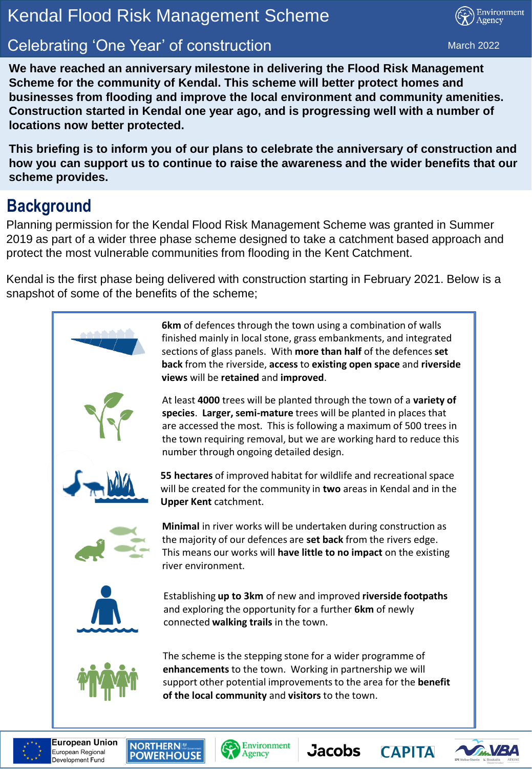# Kendal Flood Risk Management Scheme

## Celebrating 'One Year' of construction

March 2022

**We have reached an anniversary milestone in delivering the Flood Risk Management Scheme for the community of Kendal. This scheme will better protect homes and businesses from flooding and improve the local environment and community amenities. Construction started in Kendal one year ago, and is progressing well with a number of locations now better protected.**

**This briefing is to inform you of our plans to celebrate the anniversary of construction and how you can support us to continue to raise the awareness and the wider benefits that our scheme provides.**

## Background

Planning permission for the Kendal Flood Risk Management Scheme was granted in Summer 2019 as part of a wider three phase scheme designed to take a catchment based approach and protect the most vulnerable communities from flooding in the Kent Catchment.

Kendal is the first phase being delivered with construction starting in February 2021. Below is a snapshot of some of the benefits of the scheme;

**6km** of defences through the town using a combination of walls finished mainly in local stone, grass embankments, and integrated sections of glass panels. With **more than half** of the defences **set back** from the riverside, **access** to **existing open space** and **riverside views** will be **retained** and **improved**.

At least **4000** trees will be planted through the town of a **variety of species**. **Larger, semi-mature** trees will be planted in places that are accessed the most. This is following a maximum of 500 trees in the town requiring removal, but we are working hard to reduce this number through ongoing detailed design.

**55 hectares** of improved habitat for wildlife and recreational space will be created for the community in **two** areas in Kendal and in the **Upper Kent** catchment.

**Minimal** in river works will be undertaken during construction as the majority of our defences are **set back** from the rivers edge. This means our works will **have little to no impact** on the existing river environment.

Establishing **up to 3km** of new and improved **riverside footpaths** and exploring the opportunity for a further **6km** of newly connected **walking trails** in the town.

The scheme is the stepping stone for a wider programme of **enhancements** to the town. Working in partnership we will support other potential improvements to the area for the **benefit of the local community** and **visitors** to the town.

European Union European Regional Development Fund | NORTHERN POWERHOUSE | Environment Agency | Jacobs | CAPITA | VBA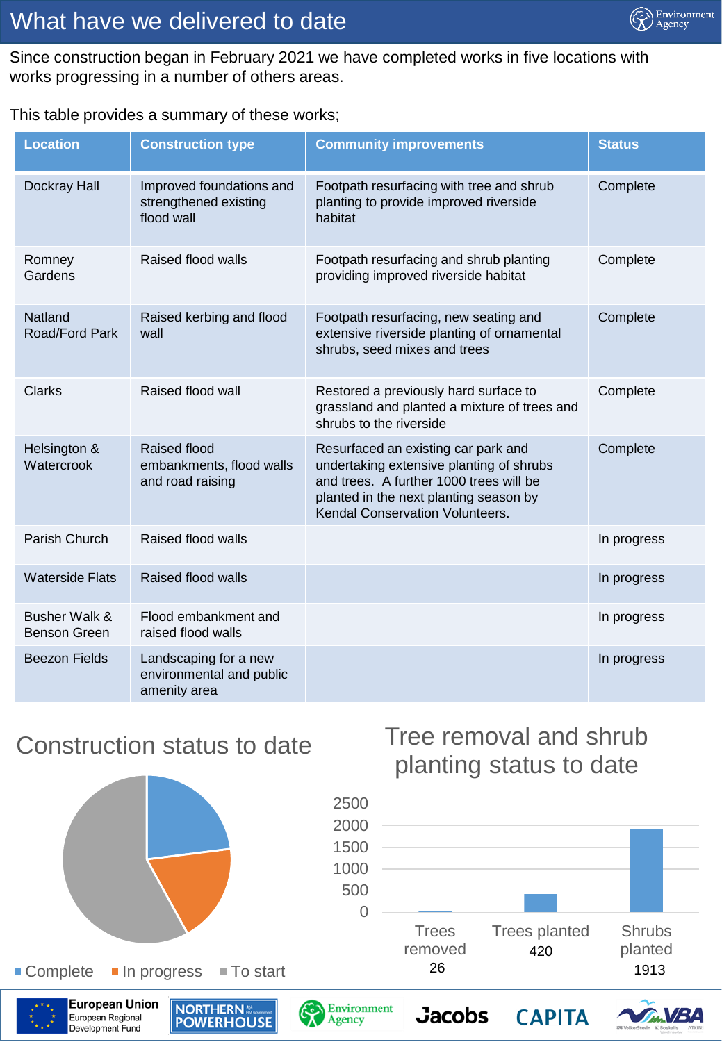# What have we delivered to date

Since construction began in February 2021 we have completed works in five locations with works progressing in a number of others areas.

This table provides a summary of these works;

| Location | Construction type | Community improvements | Status |
|---|---|---|---|
| Dockray Hall | Improved foundations and strengthened existing flood wall | Footpath resurfacing with tree and shrub planting to provide improved riverside habitat | Complete |
| Romney Gardens | Raised flood walls | Footpath resurfacing and shrub planting providing improved riverside habitat | Complete |
| Natland Road/Ford Park | Raised kerbing and flood wall | Footpath resurfacing, new seating and extensive riverside planting of ornamental shrubs, seed mixes and trees | Complete |
| Clarks | Raised flood wall | Restored a previously hard surface to grassland and planted a mixture of trees and shrubs to the riverside | Complete |
| Helsington & Watercrook | Raised flood embankments, flood walls and road raising | Resurfaced an existing car park and undertaking extensive planting of shrubs and trees. A further 1000 trees will be planted in the next planting season by Kendal Conservation Volunteers. | Complete |
| Parish Church | Raised flood walls | | In progress |
| Waterside Flats | Raised flood walls | | In progress |
| Busher Walk & Benson Green | Flood embankment and raised flood walls | | In progress |
| Beezon Fields | Landscaping for a new environmental and public amenity area | | In progress |

## Construction status to date

Complete · In progress · To start

## Tree removal and shrub planting status to date

| Trees removed | Trees planted | Shrubs planted |
|---|---|---|
| 26 | 420 | 1913 |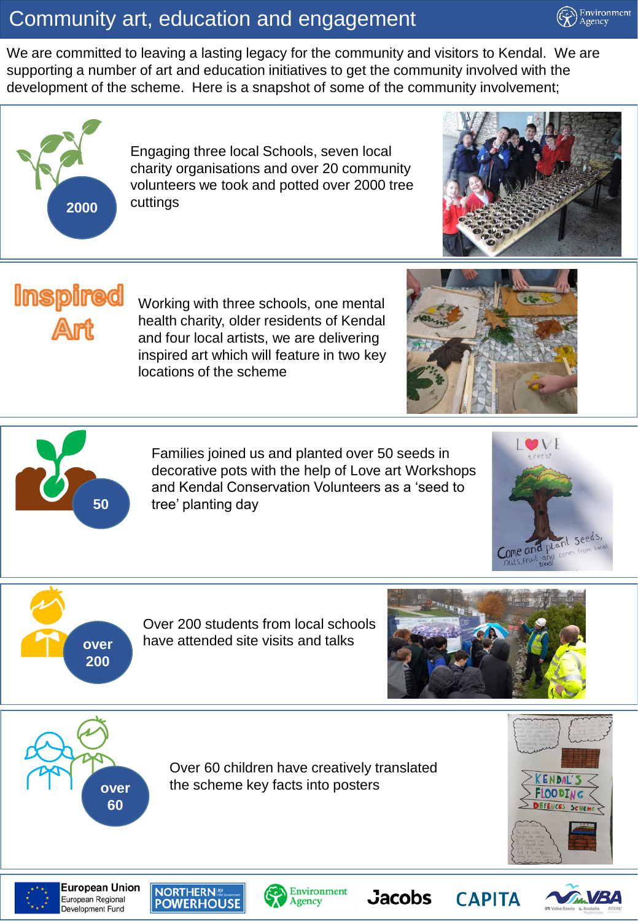# Community art, education and engagement

We are committed to leaving a lasting legacy for the community and visitors to Kendal. We are supporting a number of art and education initiatives to get the community involved with the development of the scheme. Here is a snapshot of some of the community involvement;

**2000**

Engaging three local Schools, seven local charity organisations and over 20 community volunteers we took and potted over 2000 tree cuttings

**Inspired Art**

Working with three schools, one mental health charity, older residents of Kendal and four local artists, we are delivering inspired art which will feature in two key locations of the scheme

**50**

Families joined us and planted over 50 seeds in decorative pots with the help of Love art Workshops and Kendal Conservation Volunteers as a 'seed to tree' planting day

**over 200**

Over 200 students from local schools have attended site visits and talks

**over 60**

Over 60 children have creatively translated the scheme key facts into posters

European Union European Regional Development Fund | Northern Powerhouse | Environment Agency | Jacobs | Capita | VBA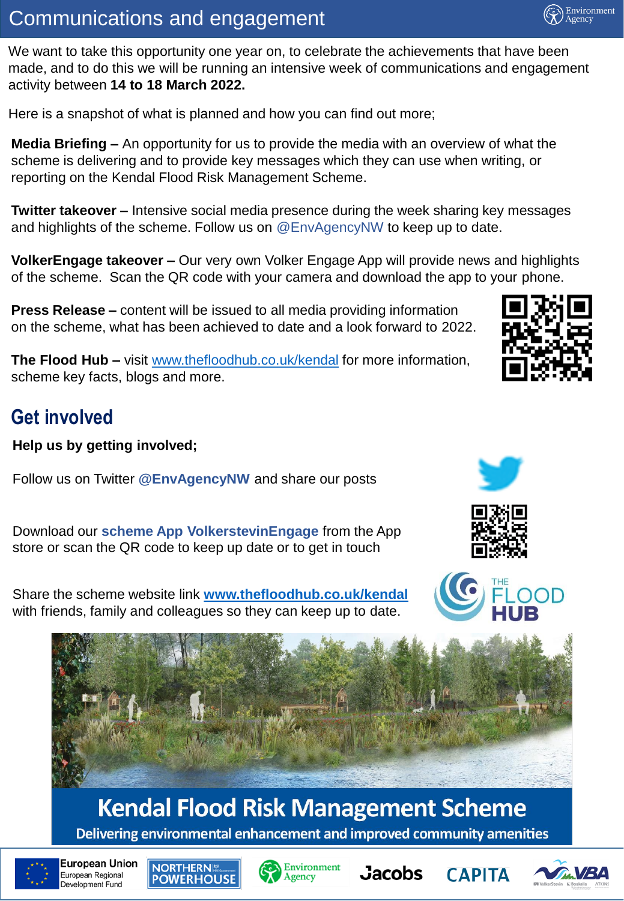# Communications and engagement

We want to take this opportunity one year on, to celebrate the achievements that have been made, and to do this we will be running an intensive week of communications and engagement activity between **14 to 18 March 2022.**

Here is a snapshot of what is planned and how you can find out more;

**Media Briefing –** An opportunity for us to provide the media with an overview of what the scheme is delivering and to provide key messages which they can use when writing, or reporting on the Kendal Flood Risk Management Scheme.

**Twitter takeover –** Intensive social media presence during the week sharing key messages and highlights of the scheme. Follow us on @EnvAgencyNW to keep up to date.

**VolkerEngage takeover –** Our very own Volker Engage App will provide news and highlights of the scheme. Scan the QR code with your camera and download the app to your phone.

**Press Release –** content will be issued to all media providing information on the scheme, what has been achieved to date and a look forward to 2022.

**The Flood Hub –** visit www.thefloodhub.co.uk/kendal for more information, scheme key facts, blogs and more.

## Get involved

**Help us by getting involved;**

Follow us on Twitter **@EnvAgencyNW** and share our posts

Download our **scheme App VolkerstevinEngage** from the App store or scan the QR code to keep up date or to get in touch

Share the scheme website link **www.thefloodhub.co.uk/kendal** with friends, family and colleagues so they can keep up to date.

**Kendal Flood Risk Management Scheme**

**Delivering environmental enhancement and improved community amenities**

European Union
European Regional Development Fund